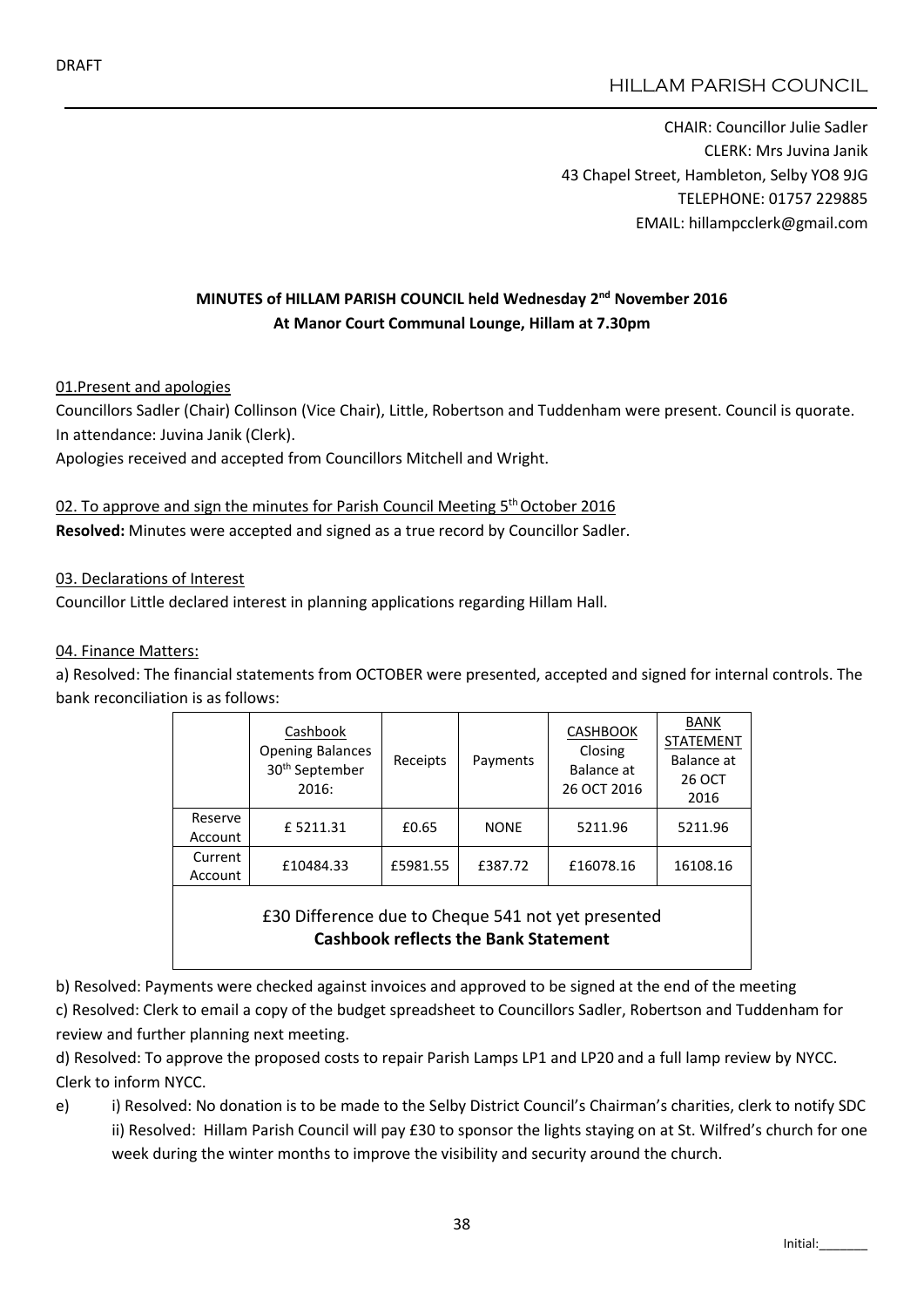DRAFT

HILLAM PARISH COUNCIL

CHAIR: Councillor Julie Sadler
CLERK: Mrs Juvina Janik
43 Chapel Street, Hambleton, Selby YO8 9JG
TELEPHONE: 01757 229885
EMAIL: hillampcclerk@gmail.com

**MINUTES of HILLAM PARISH COUNCIL held Wednesday 2nd November 2016**
**At Manor Court Communal Lounge, Hillam at 7.30pm**

01.Present and apologies

Councillors Sadler (Chair) Collinson (Vice Chair), Little, Robertson and Tuddenham were present. Council is quorate.
In attendance: Juvina Janik (Clerk).
Apologies received and accepted from Councillors Mitchell and Wright.

02. To approve and sign the minutes for Parish Council Meeting 5th October 2016

**Resolved:** Minutes were accepted and signed as a true record by Councillor Sadler.

03. Declarations of Interest

Councillor Little declared interest in planning applications regarding Hillam Hall.

04. Finance Matters:

a) Resolved: The financial statements from OCTOBER were presented, accepted and signed for internal controls. The bank reconciliation is as follows:

| | Cashbook Opening Balances 30th September 2016: | Receipts | Payments | CASHBOOK Closing Balance at 26 OCT 2016 | BANK STATEMENT Balance at 26 OCT 2016 |
|---|---|---|---|---|---|
| Reserve Account | £ 5211.31 | £0.65 | NONE | 5211.96 | 5211.96 |
| Current Account | £10484.33 | £5981.55 | £387.72 | £16078.16 | 16108.16 |
| £30 Difference due to Cheque 541 not yet presented **Cashbook reflects the Bank Statement** | | | | | |

b) Resolved: Payments were checked against invoices and approved to be signed at the end of the meeting

c) Resolved: Clerk to email a copy of the budget spreadsheet to Councillors Sadler, Robertson and Tuddenham for review and further planning next meeting.

d) Resolved: To approve the proposed costs to repair Parish Lamps LP1 and LP20 and a full lamp review by NYCC. Clerk to inform NYCC.

e) i) Resolved: No donation is to be made to the Selby District Council's Chairman's charities, clerk to notify SDC
ii) Resolved: Hillam Parish Council will pay £30 to sponsor the lights staying on at St. Wilfred's church for one week during the winter months to improve the visibility and security around the church.

Initial:_______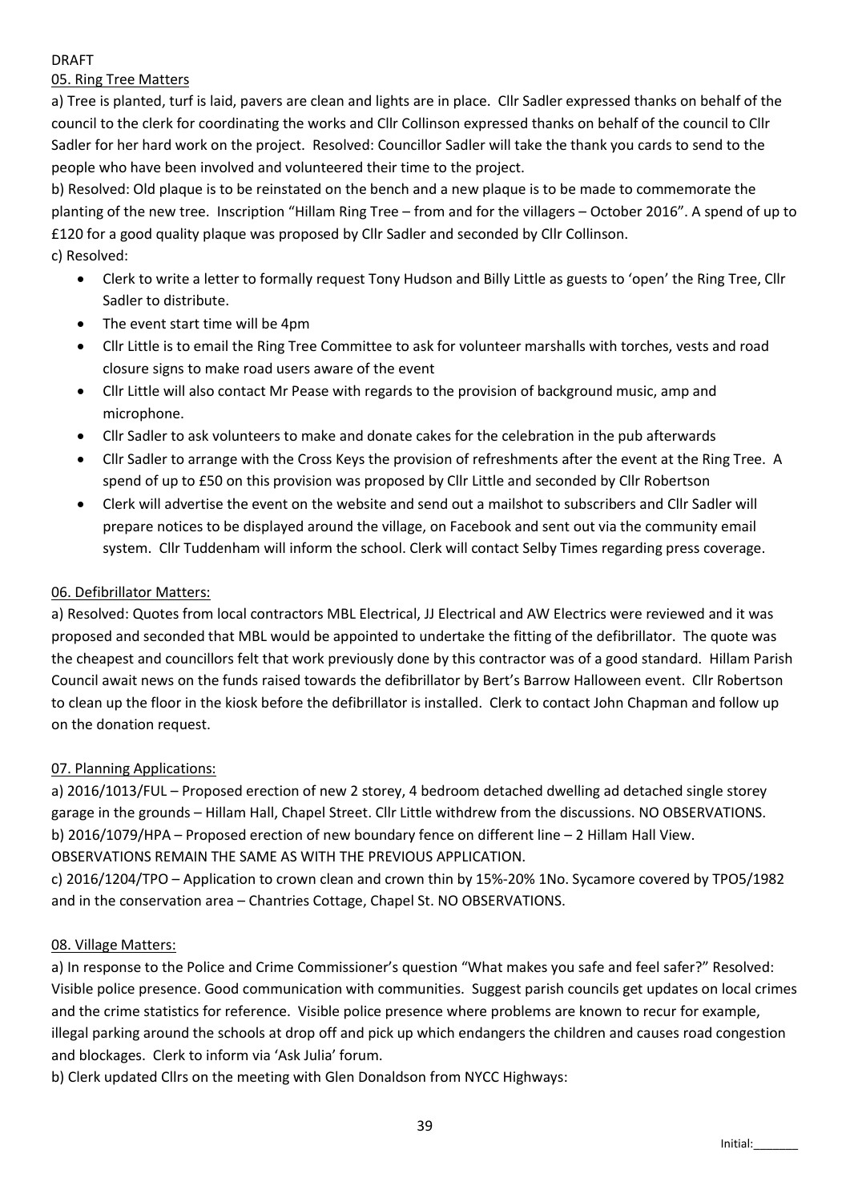DRAFT

05. Ring Tree Matters

a) Tree is planted, turf is laid, pavers are clean and lights are in place. Cllr Sadler expressed thanks on behalf of the council to the clerk for coordinating the works and Cllr Collinson expressed thanks on behalf of the council to Cllr Sadler for her hard work on the project. Resolved: Councillor Sadler will take the thank you cards to send to the people who have been involved and volunteered their time to the project.

b) Resolved: Old plaque is to be reinstated on the bench and a new plaque is to be made to commemorate the planting of the new tree. Inscription "Hillam Ring Tree – from and for the villagers – October 2016". A spend of up to £120 for a good quality plaque was proposed by Cllr Sadler and seconded by Cllr Collinson.

c) Resolved:

- Clerk to write a letter to formally request Tony Hudson and Billy Little as guests to 'open' the Ring Tree, Cllr Sadler to distribute.
- The event start time will be 4pm
- Cllr Little is to email the Ring Tree Committee to ask for volunteer marshalls with torches, vests and road closure signs to make road users aware of the event
- Cllr Little will also contact Mr Pease with regards to the provision of background music, amp and microphone.
- Cllr Sadler to ask volunteers to make and donate cakes for the celebration in the pub afterwards
- Cllr Sadler to arrange with the Cross Keys the provision of refreshments after the event at the Ring Tree. A spend of up to £50 on this provision was proposed by Cllr Little and seconded by Cllr Robertson
- Clerk will advertise the event on the website and send out a mailshot to subscribers and Cllr Sadler will prepare notices to be displayed around the village, on Facebook and sent out via the community email system. Cllr Tuddenham will inform the school. Clerk will contact Selby Times regarding press coverage.

06. Defibrillator Matters:

a) Resolved: Quotes from local contractors MBL Electrical, JJ Electrical and AW Electrics were reviewed and it was proposed and seconded that MBL would be appointed to undertake the fitting of the defibrillator. The quote was the cheapest and councillors felt that work previously done by this contractor was of a good standard. Hillam Parish Council await news on the funds raised towards the defibrillator by Bert's Barrow Halloween event. Cllr Robertson to clean up the floor in the kiosk before the defibrillator is installed. Clerk to contact John Chapman and follow up on the donation request.

07. Planning Applications:

a) 2016/1013/FUL – Proposed erection of new 2 storey, 4 bedroom detached dwelling ad detached single storey garage in the grounds – Hillam Hall, Chapel Street. Cllr Little withdrew from the discussions. NO OBSERVATIONS.

b) 2016/1079/HPA – Proposed erection of new boundary fence on different line – 2 Hillam Hall View. OBSERVATIONS REMAIN THE SAME AS WITH THE PREVIOUS APPLICATION.

c) 2016/1204/TPO – Application to crown clean and crown thin by 15%-20% 1No. Sycamore covered by TPO5/1982 and in the conservation area – Chantries Cottage, Chapel St. NO OBSERVATIONS.

08. Village Matters:

a) In response to the Police and Crime Commissioner's question "What makes you safe and feel safer?" Resolved: Visible police presence. Good communication with communities. Suggest parish councils get updates on local crimes and the crime statistics for reference. Visible police presence where problems are known to recur for example, illegal parking around the schools at drop off and pick up which endangers the children and causes road congestion and blockages. Clerk to inform via 'Ask Julia' forum.

b) Clerk updated Cllrs on the meeting with Glen Donaldson from NYCC Highways:

Initial:_______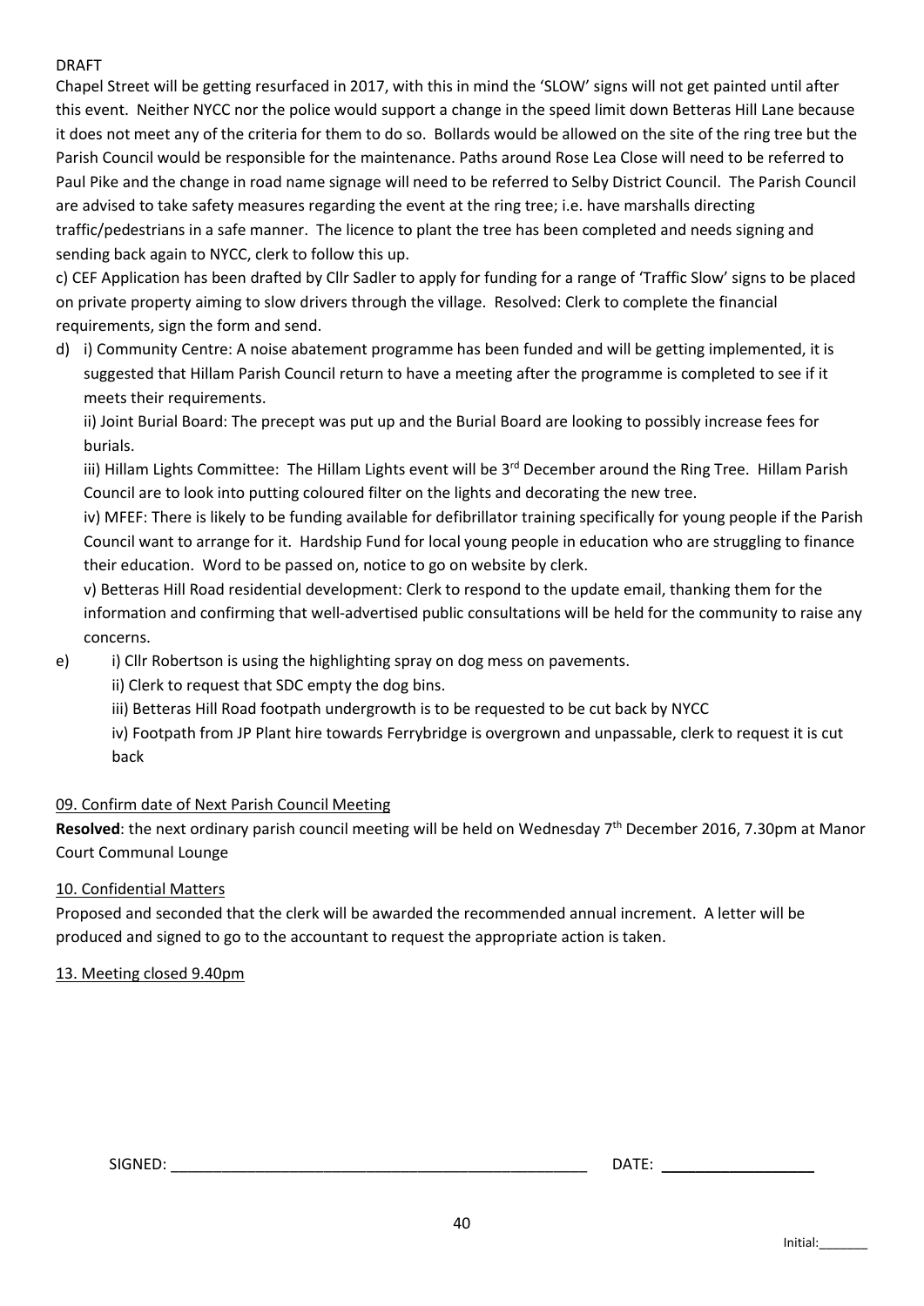DRAFT

Chapel Street will be getting resurfaced in 2017, with this in mind the 'SLOW' signs will not get painted until after this event. Neither NYCC nor the police would support a change in the speed limit down Betteras Hill Lane because it does not meet any of the criteria for them to do so. Bollards would be allowed on the site of the ring tree but the Parish Council would be responsible for the maintenance. Paths around Rose Lea Close will need to be referred to Paul Pike and the change in road name signage will need to be referred to Selby District Council. The Parish Council are advised to take safety measures regarding the event at the ring tree; i.e. have marshalls directing traffic/pedestrians in a safe manner. The licence to plant the tree has been completed and needs signing and sending back again to NYCC, clerk to follow this up.

c) CEF Application has been drafted by Cllr Sadler to apply for funding for a range of 'Traffic Slow' signs to be placed on private property aiming to slow drivers through the village. Resolved: Clerk to complete the financial requirements, sign the form and send.

d) i) Community Centre: A noise abatement programme has been funded and will be getting implemented, it is suggested that Hillam Parish Council return to have a meeting after the programme is completed to see if it meets their requirements.

ii) Joint Burial Board: The precept was put up and the Burial Board are looking to possibly increase fees for burials.

iii) Hillam Lights Committee: The Hillam Lights event will be 3rd December around the Ring Tree. Hillam Parish Council are to look into putting coloured filter on the lights and decorating the new tree.

iv) MFEF: There is likely to be funding available for defibrillator training specifically for young people if the Parish Council want to arrange for it. Hardship Fund for local young people in education who are struggling to finance their education. Word to be passed on, notice to go on website by clerk.

v) Betteras Hill Road residential development: Clerk to respond to the update email, thanking them for the information and confirming that well-advertised public consultations will be held for the community to raise any concerns.

e) i) Cllr Robertson is using the highlighting spray on dog mess on pavements.

ii) Clerk to request that SDC empty the dog bins.

iii) Betteras Hill Road footpath undergrowth is to be requested to be cut back by NYCC

iv) Footpath from JP Plant hire towards Ferrybridge is overgrown and unpassable, clerk to request it is cut back

## 09. Confirm date of Next Parish Council Meeting

**Resolved**: the next ordinary parish council meeting will be held on Wednesday 7th December 2016, 7.30pm at Manor Court Communal Lounge

## 10. Confidential Matters

Proposed and seconded that the clerk will be awarded the recommended annual increment. A letter will be produced and signed to go to the accountant to request the appropriate action is taken.

## 13. Meeting closed 9.40pm

SIGNED: ____________________ DATE: ____________________

Initial:______